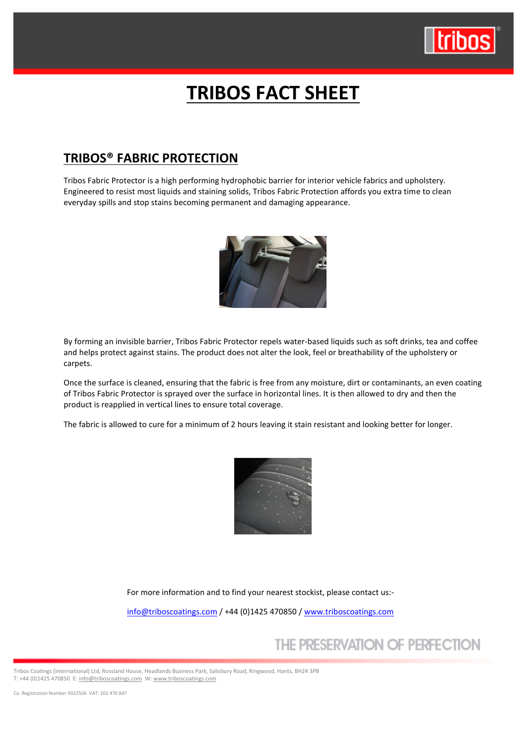# TRIBOS FACT SHEET

## TRIBOS® FABRIC PROTECTION

Tribos Fabric Protector is a high performing hydrophobic barrier for interior vehicle fabrics and upholstery. Engineered to resist most liquids and staining solids, Tribos Fabric Protection affords you extra time to clean everyday spills and stop stains becoming permanent and damaging appearance.

By forming an invisible barrier, Tribos Fabric Protector repels water-based liquids such as soft drinks, tea and coffee and helps protect against stains. The product does not alter the look, feel or breathability of the upholstery or carpets.

Once the surface is cleaned, ensuring that the fabric is free from any moisture, dirt or contaminants, an even coating of Tribos Fabric Protector is sprayed over the surface in horizontal lines. It is then allowed to dry and then the product is reapplied in vertical lines to ensure total coverage.

The fabric is allowed to cure for a minimum of 2 hours leaving it stain resistant and looking better for longer.

For more information and to find your nearest stockist, please contact us:-

info@triboscoatings.com / +44 (0)1425 470850 / www.triboscoatings.com

THE PRESERVATION OF PERFECTION

Tribos Coatings (International) Ltd, Rossland House, Headlands Business Park, Salisbury Road, Ringwood, Hants, BH24 3PB
T: +44 (0)1425 470850 E: info@triboscoatings.com W: www.triboscoatings.com

Co. Registration Number 9322506 VAT: 202 470 847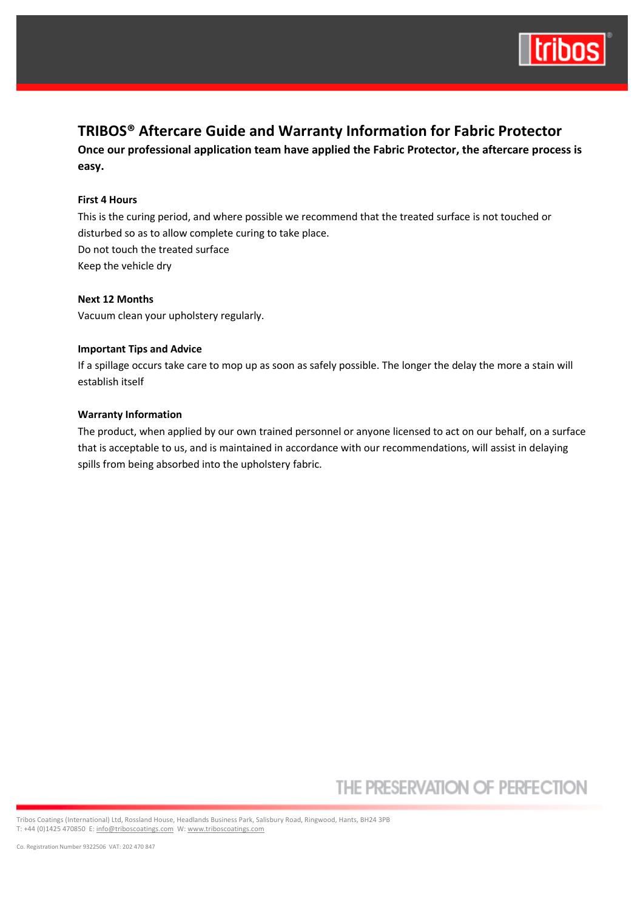# TRIBOS® Aftercare Guide and Warranty Information for Fabric Protector

**Once our professional application team have applied the Fabric Protector, the aftercare process is easy.**

**First 4 Hours**

This is the curing period, and where possible we recommend that the treated surface is not touched or disturbed so as to allow complete curing to take place.

Do not touch the treated surface

Keep the vehicle dry

**Next 12 Months**

Vacuum clean your upholstery regularly.

**Important Tips and Advice**

If a spillage occurs take care to mop up as soon as safely possible. The longer the delay the more a stain will establish itself

**Warranty Information**

The product, when applied by our own trained personnel or anyone licensed to act on our behalf, on a surface that is acceptable to us, and is maintained in accordance with our recommendations, will assist in delaying spills from being absorbed into the upholstery fabric.

THE PRESERVATION OF PERFECTION

Tribos Coatings (International) Ltd, Rossland House, Headlands Business Park, Salisbury Road, Ringwood, Hants, BH24 3PB
T: +44 (0)1425 470850 E: info@triboscoatings.com W: www.triboscoatings.com

Co. Registration Number 9322506 VAT: 202 470 847